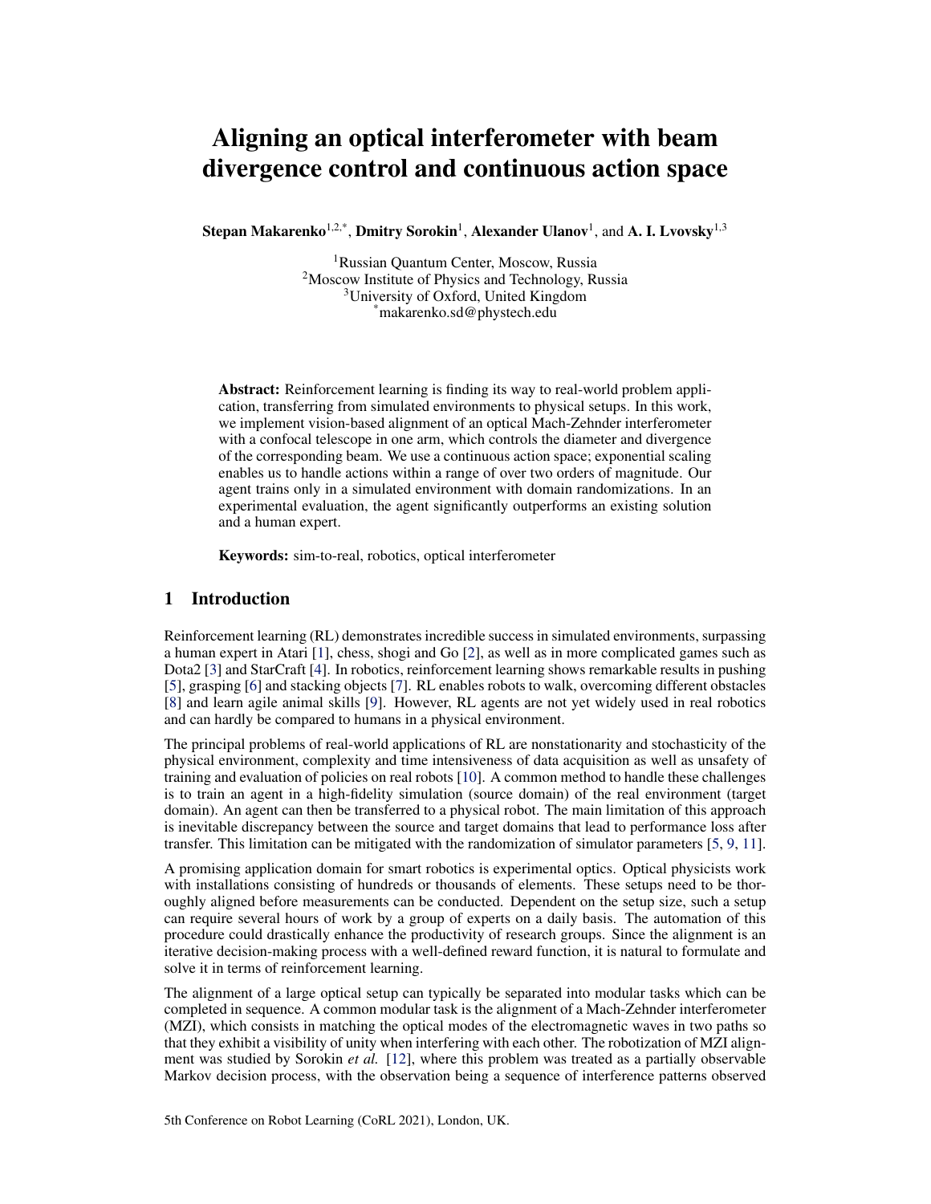# Aligning an optical interferometer with beam divergence control and continuous action space

**Stepan Makarenko**[1,2,*], **Dmitry Sorokin**[1], **Alexander Ulanov**[1], and **A. I. Lvovsky**[1,3]

[1]Russian Quantum Center, Moscow, Russia
[2]Moscow Institute of Physics and Technology, Russia
[3]University of Oxford, United Kingdom
[*]makarenko.sd@phystech.edu

**Abstract:** Reinforcement learning is finding its way to real-world problem application, transferring from simulated environments to physical setups. In this work, we implement vision-based alignment of an optical Mach-Zehnder interferometer with a confocal telescope in one arm, which controls the diameter and divergence of the corresponding beam. We use a continuous action space; exponential scaling enables us to handle actions within a range of over two orders of magnitude. Our agent trains only in a simulated environment with domain randomizations. In an experimental evaluation, the agent significantly outperforms an existing solution and a human expert.

**Keywords:** sim-to-real, robotics, optical interferometer

## 1 Introduction

Reinforcement learning (RL) demonstrates incredible success in simulated environments, surpassing a human expert in Atari [1], chess, shogi and Go [2], as well as in more complicated games such as Dota2 [3] and StarCraft [4]. In robotics, reinforcement learning shows remarkable results in pushing [5], grasping [6] and stacking objects [7]. RL enables robots to walk, overcoming different obstacles [8] and learn agile animal skills [9]. However, RL agents are not yet widely used in real robotics and can hardly be compared to humans in a physical environment.

The principal problems of real-world applications of RL are nonstationarity and stochasticity of the physical environment, complexity and time intensiveness of data acquisition as well as unsafety of training and evaluation of policies on real robots [10]. A common method to handle these challenges is to train an agent in a high-fidelity simulation (source domain) of the real environment (target domain). An agent can then be transferred to a physical robot. The main limitation of this approach is inevitable discrepancy between the source and target domains that lead to performance loss after transfer. This limitation can be mitigated with the randomization of simulator parameters [5, 9, 11].

A promising application domain for smart robotics is experimental optics. Optical physicists work with installations consisting of hundreds or thousands of elements. These setups need to be thoroughly aligned before measurements can be conducted. Dependent on the setup size, such a setup can require several hours of work by a group of experts on a daily basis. The automation of this procedure could drastically enhance the productivity of research groups. Since the alignment is an iterative decision-making process with a well-defined reward function, it is natural to formulate and solve it in terms of reinforcement learning.

The alignment of a large optical setup can typically be separated into modular tasks which can be completed in sequence. A common modular task is the alignment of a Mach-Zehnder interferometer (MZI), which consists in matching the optical modes of the electromagnetic waves in two paths so that they exhibit a visibility of unity when interfering with each other. The robotization of MZI alignment was studied by Sorokin *et al.* [12], where this problem was treated as a partially observable Markov decision process, with the observation being a sequence of interference patterns observed

5th Conference on Robot Learning (CoRL 2021), London, UK.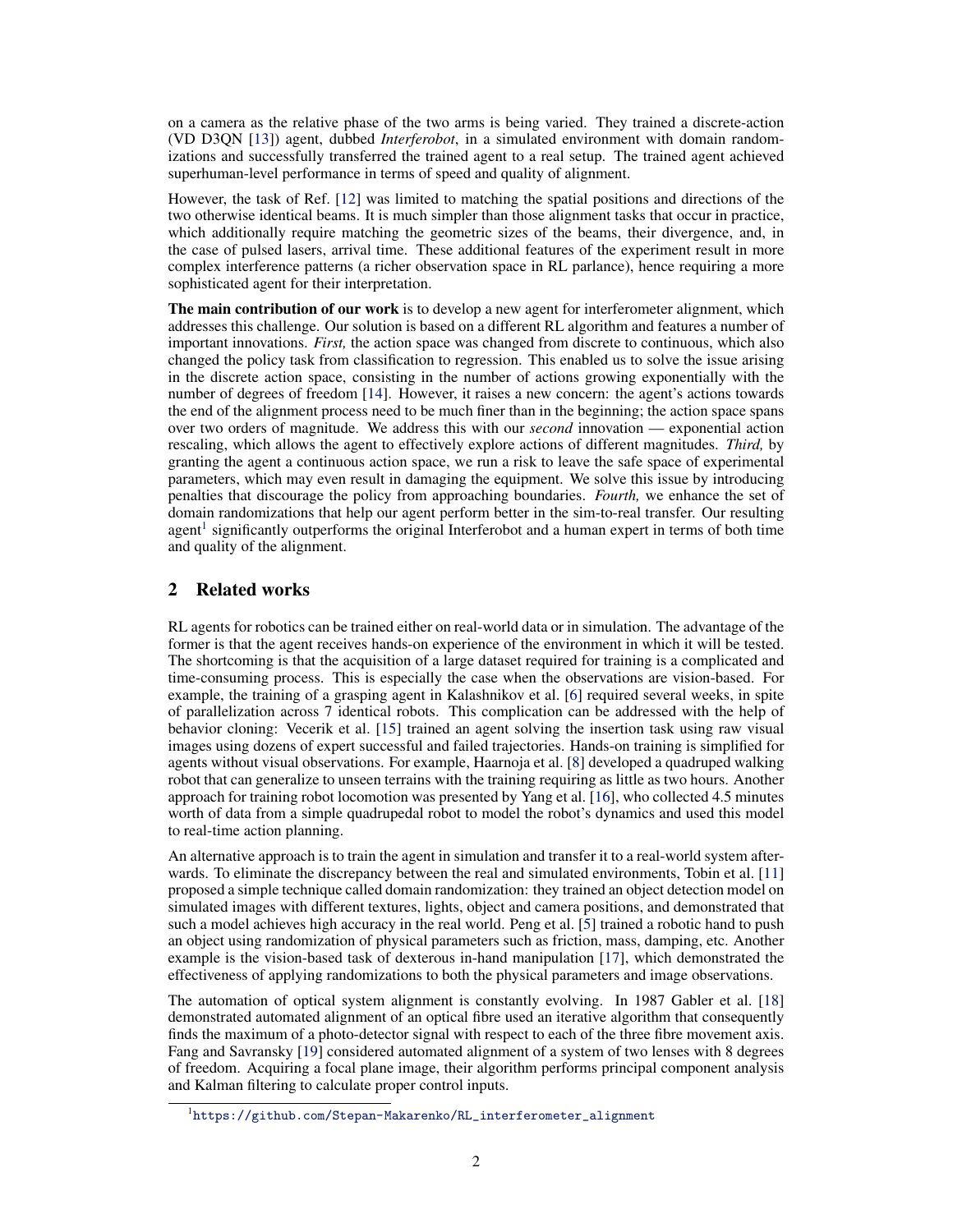on a camera as the relative phase of the two arms is being varied. They trained a discrete-action (VD D3QN [13]) agent, dubbed *Interferobot*, in a simulated environment with domain randomizations and successfully transferred the trained agent to a real setup. The trained agent achieved superhuman-level performance in terms of speed and quality of alignment.

However, the task of Ref. [12] was limited to matching the spatial positions and directions of the two otherwise identical beams. It is much simpler than those alignment tasks that occur in practice, which additionally require matching the geometric sizes of the beams, their divergence, and, in the case of pulsed lasers, arrival time. These additional features of the experiment result in more complex interference patterns (a richer observation space in RL parlance), hence requiring a more sophisticated agent for their interpretation.

**The main contribution of our work** is to develop a new agent for interferometer alignment, which addresses this challenge. Our solution is based on a different RL algorithm and features a number of important innovations. *First,* the action space was changed from discrete to continuous, which also changed the policy task from classification to regression. This enabled us to solve the issue arising in the discrete action space, consisting in the number of actions growing exponentially with the number of degrees of freedom [14]. However, it raises a new concern: the agent's actions towards the end of the alignment process need to be much finer than in the beginning; the action space spans over two orders of magnitude. We address this with our *second* innovation — exponential action rescaling, which allows the agent to effectively explore actions of different magnitudes. *Third,* by granting the agent a continuous action space, we run a risk to leave the safe space of experimental parameters, which may even result in damaging the equipment. We solve this issue by introducing penalties that discourage the policy from approaching boundaries. *Fourth,* we enhance the set of domain randomizations that help our agent perform better in the sim-to-real transfer. Our resulting agent[1] significantly outperforms the original Interferobot and a human expert in terms of both time and quality of the alignment.

## 2 Related works

RL agents for robotics can be trained either on real-world data or in simulation. The advantage of the former is that the agent receives hands-on experience of the environment in which it will be tested. The shortcoming is that the acquisition of a large dataset required for training is a complicated and time-consuming process. This is especially the case when the observations are vision-based. For example, the training of a grasping agent in Kalashnikov et al. [6] required several weeks, in spite of parallelization across 7 identical robots. This complication can be addressed with the help of behavior cloning: Vecerik et al. [15] trained an agent solving the insertion task using raw visual images using dozens of expert successful and failed trajectories. Hands-on training is simplified for agents without visual observations. For example, Haarnoja et al. [8] developed a quadruped walking robot that can generalize to unseen terrains with the training requiring as little as two hours. Another approach for training robot locomotion was presented by Yang et al. [16], who collected 4.5 minutes worth of data from a simple quadrupedal robot to model the robot's dynamics and used this model to real-time action planning.

An alternative approach is to train the agent in simulation and transfer it to a real-world system afterwards. To eliminate the discrepancy between the real and simulated environments, Tobin et al. [11] proposed a simple technique called domain randomization: they trained an object detection model on simulated images with different textures, lights, object and camera positions, and demonstrated that such a model achieves high accuracy in the real world. Peng et al. [5] trained a robotic hand to push an object using randomization of physical parameters such as friction, mass, damping, etc. Another example is the vision-based task of dexterous in-hand manipulation [17], which demonstrated the effectiveness of applying randomizations to both the physical parameters and image observations.

The automation of optical system alignment is constantly evolving. In 1987 Gabler et al. [18] demonstrated automated alignment of an optical fibre used an iterative algorithm that consequently finds the maximum of a photo-detector signal with respect to each of the three fibre movement axis. Fang and Savransky [19] considered automated alignment of a system of two lenses with 8 degrees of freedom. Acquiring a focal plane image, their algorithm performs principal component analysis and Kalman filtering to calculate proper control inputs.

[1] https://github.com/Stepan-Makarenko/RL_interferometer_alignment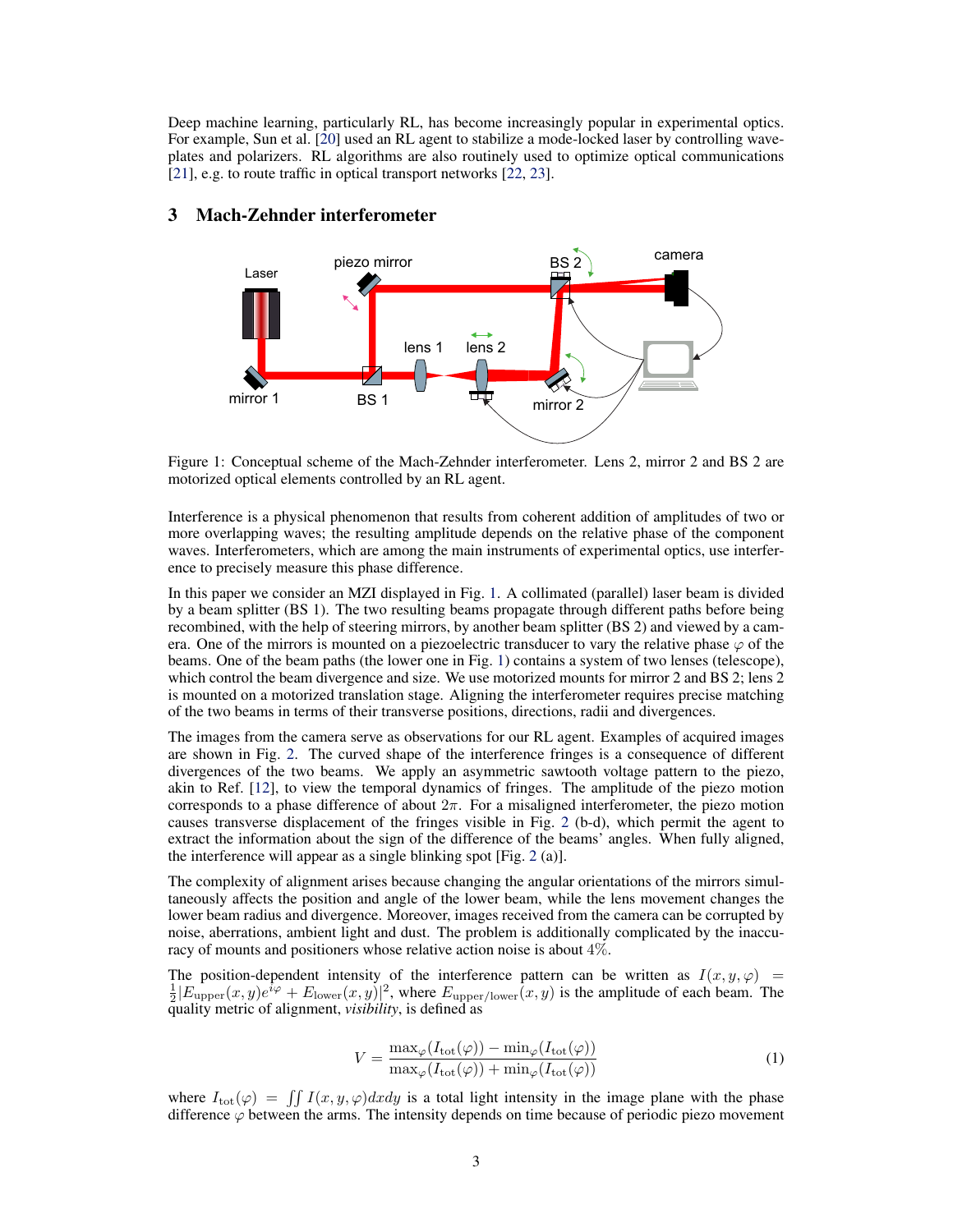Deep machine learning, particularly RL, has become increasingly popular in experimental optics. For example, Sun et al. [20] used an RL agent to stabilize a mode-locked laser by controlling waveplates and polarizers. RL algorithms are also routinely used to optimize optical communications [21], e.g. to route traffic in optical transport networks [22, 23].

## 3 Mach-Zehnder interferometer

Figure 1: Conceptual scheme of the Mach-Zehnder interferometer. Lens 2, mirror 2 and BS 2 are motorized optical elements controlled by an RL agent.

Interference is a physical phenomenon that results from coherent addition of amplitudes of two or more overlapping waves; the resulting amplitude depends on the relative phase of the component waves. Interferometers, which are among the main instruments of experimental optics, use interference to precisely measure this phase difference.

In this paper we consider an MZI displayed in Fig. 1. A collimated (parallel) laser beam is divided by a beam splitter (BS 1). The two resulting beams propagate through different paths before being recombined, with the help of steering mirrors, by another beam splitter (BS 2) and viewed by a camera. One of the mirrors is mounted on a piezoelectric transducer to vary the relative phase $\varphi$ of the beams. One of the beam paths (the lower one in Fig. 1) contains a system of two lenses (telescope), which control the beam divergence and size. We use motorized mounts for mirror 2 and BS 2; lens 2 is mounted on a motorized translation stage. Aligning the interferometer requires precise matching of the two beams in terms of their transverse positions, directions, radii and divergences.

The images from the camera serve as observations for our RL agent. Examples of acquired images are shown in Fig. 2. The curved shape of the interference fringes is a consequence of different divergences of the two beams. We apply an asymmetric sawtooth voltage pattern to the piezo, akin to Ref. [12], to view the temporal dynamics of fringes. The amplitude of the piezo motion corresponds to a phase difference of about $2\pi$. For a misaligned interferometer, the piezo motion causes transverse displacement of the fringes visible in Fig. 2 (b-d), which permit the agent to extract the information about the sign of the difference of the beams' angles. When fully aligned, the interference will appear as a single blinking spot [Fig. 2 (a)].

The complexity of alignment arises because changing the angular orientations of the mirrors simultaneously affects the position and angle of the lower beam, while the lens movement changes the lower beam radius and divergence. Moreover, images received from the camera can be corrupted by noise, aberrations, ambient light and dust. The problem is additionally complicated by the inaccuracy of mounts and positioners whose relative action noise is about 4%.

The position-dependent intensity of the interference pattern can be written as $I(x, y, \varphi) = \frac{1}{2}|E_{\text{upper}}(x, y)e^{i\varphi} + E_{\text{lower}}(x, y)|^2$, where $E_{\text{upper/lower}}(x, y)$ is the amplitude of each beam. The quality metric of alignment, *visibility*, is defined as

$$V = \frac{\max_\varphi(I_{\text{tot}}(\varphi)) - \min_\varphi(I_{\text{tot}}(\varphi))}{\max_\varphi(I_{\text{tot}}(\varphi)) + \min_\varphi(I_{\text{tot}}(\varphi))} \tag{1}$$

where $I_{\text{tot}}(\varphi) = \iint I(x, y, \varphi)dxdy$ is a total light intensity in the image plane with the phase difference $\varphi$ between the arms. The intensity depends on time because of periodic piezo movement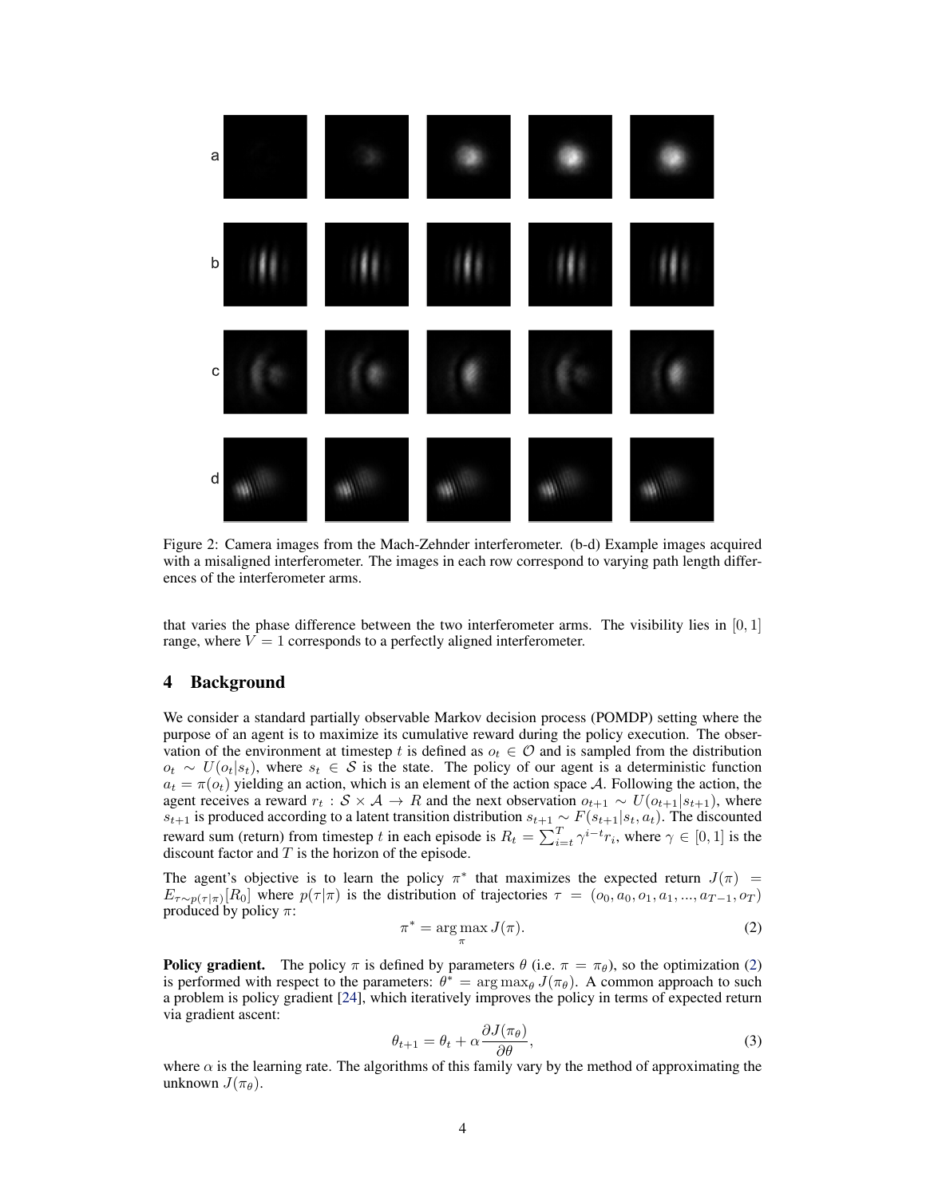Figure 2: Camera images from the Mach-Zehnder interferometer. (b-d) Example images acquired with a misaligned interferometer. The images in each row correspond to varying path length differences of the interferometer arms.

that varies the phase difference between the two interferometer arms. The visibility lies in $[0, 1]$ range, where $V = 1$ corresponds to a perfectly aligned interferometer.

## 4 Background

We consider a standard partially observable Markov decision process (POMDP) setting where the purpose of an agent is to maximize its cumulative reward during the policy execution. The observation of the environment at timestep $t$ is defined as $o_t \in \mathcal{O}$ and is sampled from the distribution $o_t \sim U(o_t|s_t)$, where $s_t \in \mathcal{S}$ is the state. The policy of our agent is a deterministic function $a_t = \pi(o_t)$ yielding an action, which is an element of the action space $\mathcal{A}$. Following the action, the agent receives a reward $r_t : \mathcal{S} \times \mathcal{A} \to R$ and the next observation $o_{t+1} \sim U(o_{t+1}|s_{t+1})$, where $s_{t+1}$ is produced according to a latent transition distribution $s_{t+1} \sim F(s_{t+1}|s_t, a_t)$. The discounted reward sum (return) from timestep $t$ in each episode is $R_t = \sum_{i=t}^{T} \gamma^{i-t} r_i$, where $\gamma \in [0, 1]$ is the discount factor and $T$ is the horizon of the episode.

The agent's objective is to learn the policy $\pi^*$ that maximizes the expected return $J(\pi) = E_{\tau \sim p(\tau|\pi)}[R_0]$ where $p(\tau|\pi)$ is the distribution of trajectories $\tau = (o_0, a_0, o_1, a_1, ..., a_{T-1}, o_T)$ produced by policy $\pi$:

$$\pi^* = \arg\max_{\pi} J(\pi). \tag{2}$$

**Policy gradient.** The policy $\pi$ is defined by parameters $\theta$ (i.e. $\pi = \pi_\theta$), so the optimization (2) is performed with respect to the parameters: $\theta^* = \arg\max_\theta J(\pi_\theta)$. A common approach to such a problem is policy gradient [24], which iteratively improves the policy in terms of expected return via gradient ascent:

$$\theta_{t+1} = \theta_t + \alpha \frac{\partial J(\pi_\theta)}{\partial \theta}, \tag{3}$$

where $\alpha$ is the learning rate. The algorithms of this family vary by the method of approximating the unknown $J(\pi_\theta)$.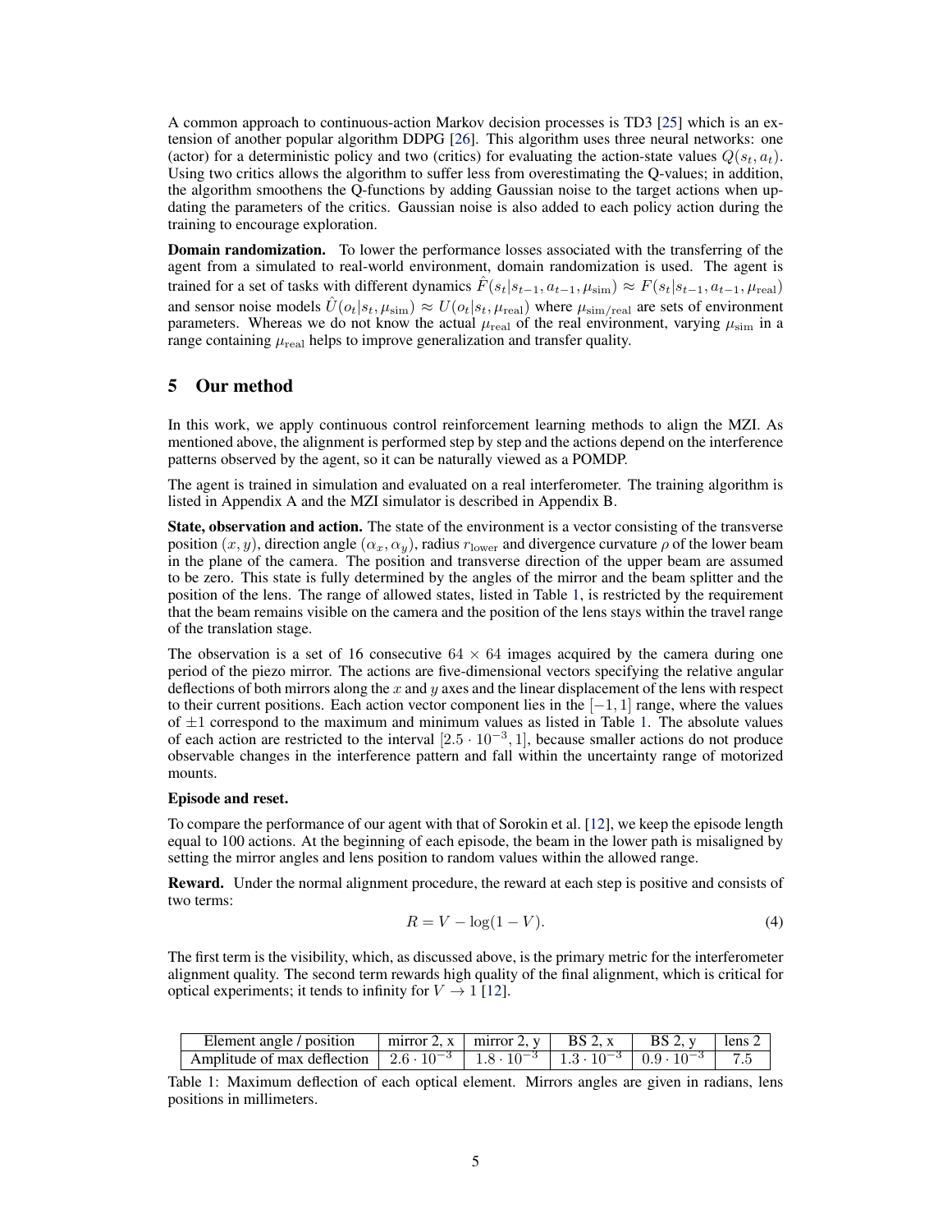A common approach to continuous-action Markov decision processes is TD3 [25] which is an extension of another popular algorithm DDPG [26]. This algorithm uses three neural networks: one (actor) for a deterministic policy and two (critics) for evaluating the action-state values $Q(s_t, a_t)$. Using two critics allows the algorithm to suffer less from overestimating the Q-values; in addition, the algorithm smoothens the Q-functions by adding Gaussian noise to the target actions when updating the parameters of the critics. Gaussian noise is also added to each policy action during the training to encourage exploration.

**Domain randomization.** To lower the performance losses associated with the transferring of the agent from a simulated to real-world environment, domain randomization is used. The agent is trained for a set of tasks with different dynamics $\hat{F}(s_t|s_{t-1}, a_{t-1}, \mu_{\text{sim}}) \approx F(s_t|s_{t-1}, a_{t-1}, \mu_{\text{real}})$ and sensor noise models $\hat{U}(o_t|s_t, \mu_{\text{sim}}) \approx U(o_t|s_t, \mu_{\text{real}})$ where $\mu_{\text{sim/real}}$ are sets of environment parameters. Whereas we do not know the actual $\mu_{\text{real}}$ of the real environment, varying $\mu_{\text{sim}}$ in a range containing $\mu_{\text{real}}$ helps to improve generalization and transfer quality.

## 5 Our method

In this work, we apply continuous control reinforcement learning methods to align the MZI. As mentioned above, the alignment is performed step by step and the actions depend on the interference patterns observed by the agent, so it can be naturally viewed as a POMDP.

The agent is trained in simulation and evaluated on a real interferometer. The training algorithm is listed in Appendix A and the MZI simulator is described in Appendix B.

**State, observation and action.** The state of the environment is a vector consisting of the transverse position $(x, y)$, direction angle $(\alpha_x, \alpha_y)$, radius $r_{\text{lower}}$ and divergence curvature $\rho$ of the lower beam in the plane of the camera. The position and transverse direction of the upper beam are assumed to be zero. This state is fully determined by the angles of the mirror and the beam splitter and the position of the lens. The range of allowed states, listed in Table 1, is restricted by the requirement that the beam remains visible on the camera and the position of the lens stays within the travel range of the translation stage.

The observation is a set of 16 consecutive $64 \times 64$ images acquired by the camera during one period of the piezo mirror. The actions are five-dimensional vectors specifying the relative angular deflections of both mirrors along the $x$ and $y$ axes and the linear displacement of the lens with respect to their current positions. Each action vector component lies in the $[-1, 1]$ range, where the values of $\pm 1$ correspond to the maximum and minimum values as listed in Table 1. The absolute values of each action are restricted to the interval $[2.5 \cdot 10^{-3}, 1]$, because smaller actions do not produce observable changes in the interference pattern and fall within the uncertainty range of motorized mounts.

**Episode and reset.**

To compare the performance of our agent with that of Sorokin et al. [12], we keep the episode length equal to 100 actions. At the beginning of each episode, the beam in the lower path is misaligned by setting the mirror angles and lens position to random values within the allowed range.

**Reward.** Under the normal alignment procedure, the reward at each step is positive and consists of two terms:

$$R = V - \log(1 - V). \tag{4}$$

The first term is the visibility, which, as discussed above, is the primary metric for the interferometer alignment quality. The second term rewards high quality of the final alignment, which is critical for optical experiments; it tends to infinity for $V \to 1$ [12].

| Element angle / position | mirror 2, x | mirror 2, y | BS 2, x | BS 2, y | lens 2 |
|---|---|---|---|---|---|
| Amplitude of max deflection | $2.6 \cdot 10^{-3}$ | $1.8 \cdot 10^{-3}$ | $1.3 \cdot 10^{-3}$ | $0.9 \cdot 10^{-3}$ | 7.5 |

Table 1: Maximum deflection of each optical element. Mirrors angles are given in radians, lens positions in millimeters.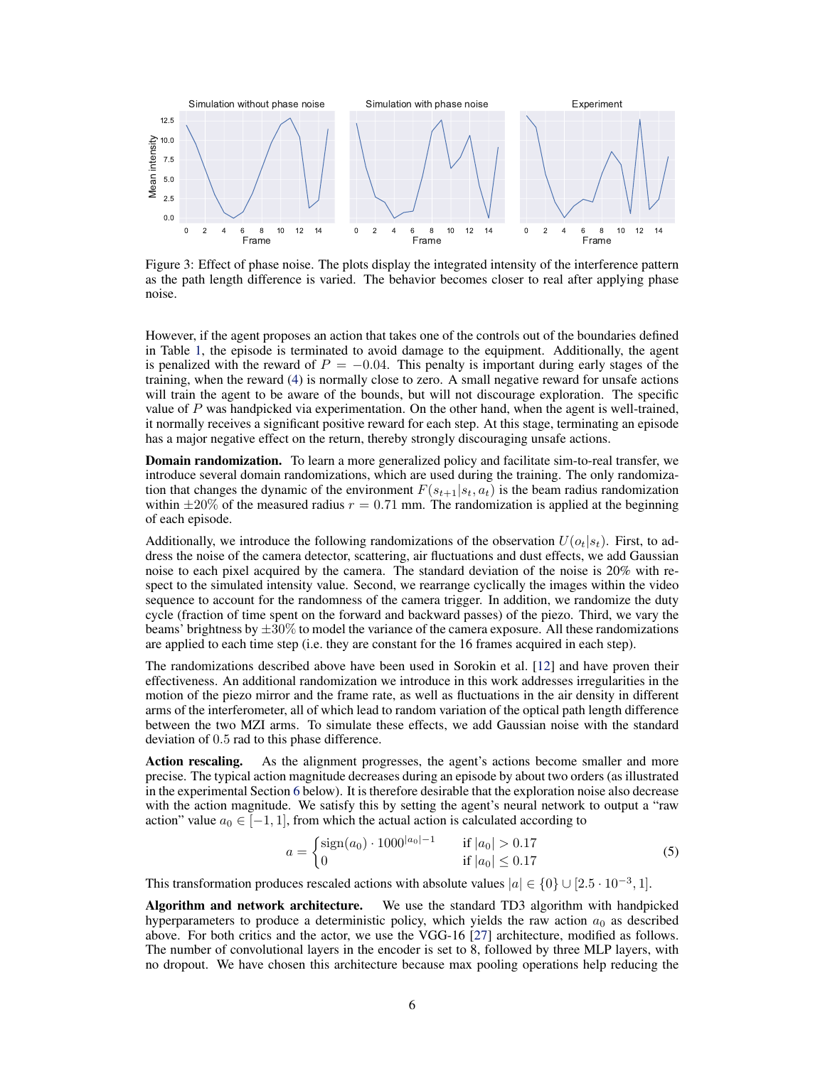Figure 3: Effect of phase noise. The plots display the integrated intensity of the interference pattern as the path length difference is varied. The behavior becomes closer to real after applying phase noise.

However, if the agent proposes an action that takes one of the controls out of the boundaries defined in Table 1, the episode is terminated to avoid damage to the equipment. Additionally, the agent is penalized with the reward of $P = -0.04$. This penalty is important during early stages of the training, when the reward (4) is normally close to zero. A small negative reward for unsafe actions will train the agent to be aware of the bounds, but will not discourage exploration. The specific value of $P$ was handpicked via experimentation. On the other hand, when the agent is well-trained, it normally receives a significant positive reward for each step. At this stage, terminating an episode has a major negative effect on the return, thereby strongly discouraging unsafe actions.

**Domain randomization.** To learn a more generalized policy and facilitate sim-to-real transfer, we introduce several domain randomizations, which are used during the training. The only randomization that changes the dynamic of the environment $F(s_{t+1}|s_t, a_t)$ is the beam radius randomization within $\pm 20\%$ of the measured radius $r = 0.71$ mm. The randomization is applied at the beginning of each episode.

Additionally, we introduce the following randomizations of the observation $U(o_t|s_t)$. First, to address the noise of the camera detector, scattering, air fluctuations and dust effects, we add Gaussian noise to each pixel acquired by the camera. The standard deviation of the noise is 20% with respect to the simulated intensity value. Second, we rearrange cyclically the images within the video sequence to account for the randomness of the camera trigger. In addition, we randomize the duty cycle (fraction of time spent on the forward and backward passes) of the piezo. Third, we vary the beams' brightness by $\pm 30\%$ to model the variance of the camera exposure. All these randomizations are applied to each time step (i.e. they are constant for the 16 frames acquired in each step).

The randomizations described above have been used in Sorokin et al. [12] and have proven their effectiveness. An additional randomization we introduce in this work addresses irregularities in the motion of the piezo mirror and the frame rate, as well as fluctuations in the air density in different arms of the interferometer, all of which lead to random variation of the optical path length difference between the two MZI arms. To simulate these effects, we add Gaussian noise with the standard deviation of 0.5 rad to this phase difference.

**Action rescaling.** As the alignment progresses, the agent's actions become smaller and more precise. The typical action magnitude decreases during an episode by about two orders (as illustrated in the experimental Section 6 below). It is therefore desirable that the exploration noise also decrease with the action magnitude. We satisfy this by setting the agent's neural network to output a "raw action" value $a_0 \in [-1, 1]$, from which the actual action is calculated according to

$$a = \begin{cases} \operatorname{sign}(a_0) \cdot 1000^{|a_0|-1} & \text{if } |a_0| > 0.17 \\ 0 & \text{if } |a_0| \leq 0.17 \end{cases} \tag{5}$$

This transformation produces rescaled actions with absolute values $|a| \in \{0\} \cup [2.5 \cdot 10^{-3}, 1]$.

**Algorithm and network architecture.** We use the standard TD3 algorithm with handpicked hyperparameters to produce a deterministic policy, which yields the raw action $a_0$ as described above. For both critics and the actor, we use the VGG-16 [27] architecture, modified as follows. The number of convolutional layers in the encoder is set to 8, followed by three MLP layers, with no dropout. We have chosen this architecture because max pooling operations help reducing the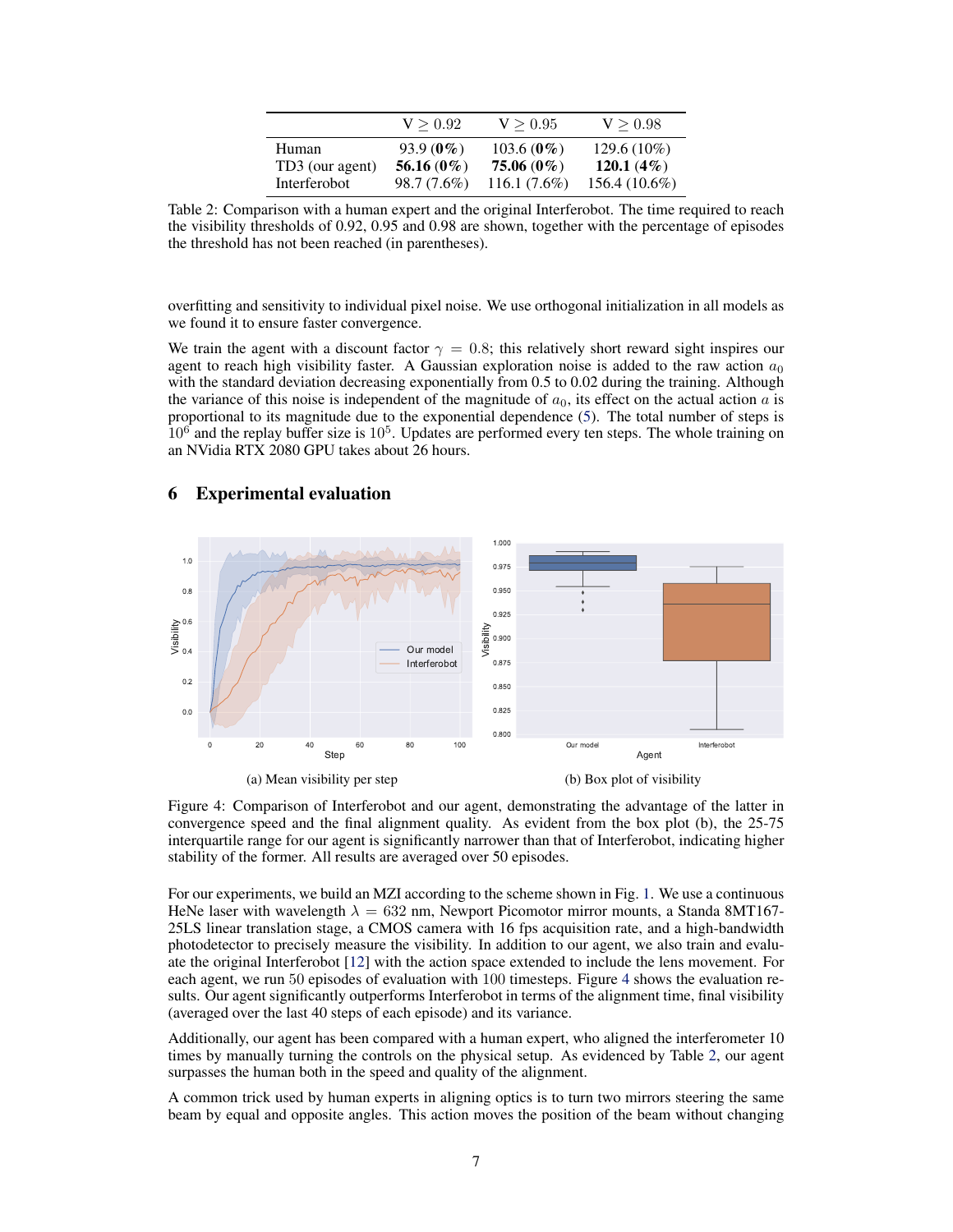|  | V $\geq$ 0.92 | V $\geq$ 0.95 | V $\geq$ 0.98 |
|---|---|---|---|
| Human | 93.9 (**0%**) | 103.6 (**0%**) | 129.6 (10%) |
| TD3 (our agent) | **56.16** (**0%**) | **75.06** (**0%**) | **120.1** (**4%**) |
| Interferobot | 98.7 (7.6%) | 116.1 (7.6%) | 156.4 (10.6%) |

Table 2: Comparison with a human expert and the original Interferobot. The time required to reach the visibility thresholds of 0.92, 0.95 and 0.98 are shown, together with the percentage of episodes the threshold has not been reached (in parentheses).

overfitting and sensitivity to individual pixel noise. We use orthogonal initialization in all models as we found it to ensure faster convergence.

We train the agent with a discount factor $\gamma = 0.8$; this relatively short reward sight inspires our agent to reach high visibility faster. A Gaussian exploration noise is added to the raw action $a_0$ with the standard deviation decreasing exponentially from 0.5 to 0.02 during the training. Although the variance of this noise is independent of the magnitude of $a_0$, its effect on the actual action $a$ is proportional to its magnitude due to the exponential dependence (5). The total number of steps is $10^6$ and the replay buffer size is $10^5$. Updates are performed every ten steps. The whole training on an NVidia RTX 2080 GPU takes about 26 hours.

## 6 Experimental evaluation

(a) Mean visibility per step

(b) Box plot of visibility

Figure 4: Comparison of Interferobot and our agent, demonstrating the advantage of the latter in convergence speed and the final alignment quality. As evident from the box plot (b), the 25-75 interquartile range for our agent is significantly narrower than that of Interferobot, indicating higher stability of the former. All results are averaged over 50 episodes.

For our experiments, we build an MZI according to the scheme shown in Fig. 1. We use a continuous HeNe laser with wavelength $\lambda = 632$ nm, Newport Picomotor mirror mounts, a Standa 8MT167-25LS linear translation stage, a CMOS camera with 16 fps acquisition rate, and a high-bandwidth photodetector to precisely measure the visibility. In addition to our agent, we also train and evaluate the original Interferobot [12] with the action space extended to include the lens movement. For each agent, we run 50 episodes of evaluation with 100 timesteps. Figure 4 shows the evaluation results. Our agent significantly outperforms Interferobot in terms of the alignment time, final visibility (averaged over the last 40 steps of each episode) and its variance.

Additionally, our agent has been compared with a human expert, who aligned the interferometer 10 times by manually turning the controls on the physical setup. As evidenced by Table 2, our agent surpasses the human both in the speed and quality of the alignment.

A common trick used by human experts in aligning optics is to turn two mirrors steering the same beam by equal and opposite angles. This action moves the position of the beam without changing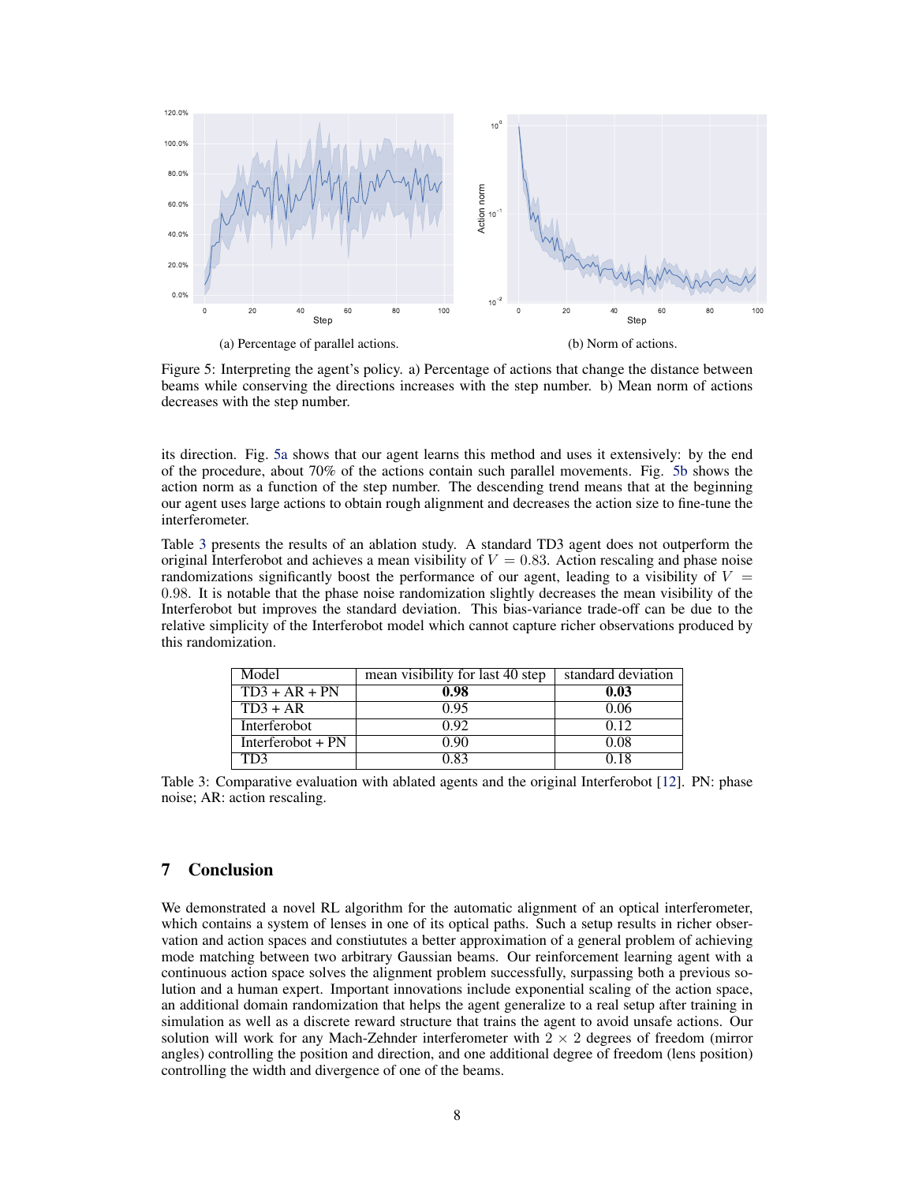(a) Percentage of parallel actions.

(b) Norm of actions.

Figure 5: Interpreting the agent's policy. a) Percentage of actions that change the distance between beams while conserving the directions increases with the step number. b) Mean norm of actions decreases with the step number.

its direction. Fig. 5a shows that our agent learns this method and uses it extensively: by the end of the procedure, about 70% of the actions contain such parallel movements. Fig. 5b shows the action norm as a function of the step number. The descending trend means that at the beginning our agent uses large actions to obtain rough alignment and decreases the action size to fine-tune the interferometer.

Table 3 presents the results of an ablation study. A standard TD3 agent does not outperform the original Interferobot and achieves a mean visibility of $V = 0.83$. Action rescaling and phase noise randomizations significantly boost the performance of our agent, leading to a visibility of $V = 0.98$. It is notable that the phase noise randomization slightly decreases the mean visibility of the Interferobot but improves the standard deviation. This bias-variance trade-off can be due to the relative simplicity of the Interferobot model which cannot capture richer observations produced by this randomization.

| Model | mean visibility for last 40 step | standard deviation |
|---|---|---|
| TD3 + AR + PN | **0.98** | **0.03** |
| TD3 + AR | 0.95 | 0.06 |
| Interferobot | 0.92 | 0.12 |
| Interferobot + PN | 0.90 | 0.08 |
| TD3 | 0.83 | 0.18 |

Table 3: Comparative evaluation with ablated agents and the original Interferobot [12]. PN: phase noise; AR: action rescaling.

## 7 Conclusion

We demonstrated a novel RL algorithm for the automatic alignment of an optical interferometer, which contains a system of lenses in one of its optical paths. Such a setup results in richer observation and action spaces and constiututes a better approximation of a general problem of achieving mode matching between two arbitrary Gaussian beams. Our reinforcement learning agent with a continuous action space solves the alignment problem successfully, surpassing both a previous solution and a human expert. Important innovations include exponential scaling of the action space, an additional domain randomization that helps the agent generalize to a real setup after training in simulation as well as a discrete reward structure that trains the agent to avoid unsafe actions. Our solution will work for any Mach-Zehnder interferometer with $2 \times 2$ degrees of freedom (mirror angles) controlling the position and direction, and one additional degree of freedom (lens position) controlling the width and divergence of one of the beams.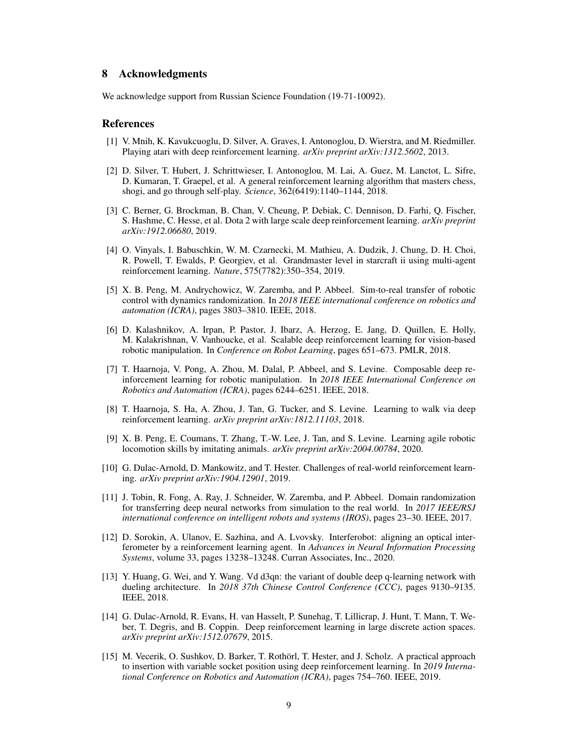## 8 Acknowledgments

We acknowledge support from Russian Science Foundation (19-71-10092).

## References

[1] V. Mnih, K. Kavukcuoglu, D. Silver, A. Graves, I. Antonoglou, D. Wierstra, and M. Riedmiller. Playing atari with deep reinforcement learning. *arXiv preprint arXiv:1312.5602*, 2013.

[2] D. Silver, T. Hubert, J. Schrittwieser, I. Antonoglou, M. Lai, A. Guez, M. Lanctot, L. Sifre, D. Kumaran, T. Graepel, et al. A general reinforcement learning algorithm that masters chess, shogi, and go through self-play. *Science*, 362(6419):1140–1144, 2018.

[3] C. Berner, G. Brockman, B. Chan, V. Cheung, P. Debiak, C. Dennison, D. Farhi, Q. Fischer, S. Hashme, C. Hesse, et al. Dota 2 with large scale deep reinforcement learning. *arXiv preprint arXiv:1912.06680*, 2019.

[4] O. Vinyals, I. Babuschkin, W. M. Czarnecki, M. Mathieu, A. Dudzik, J. Chung, D. H. Choi, R. Powell, T. Ewalds, P. Georgiev, et al. Grandmaster level in starcraft ii using multi-agent reinforcement learning. *Nature*, 575(7782):350–354, 2019.

[5] X. B. Peng, M. Andrychowicz, W. Zaremba, and P. Abbeel. Sim-to-real transfer of robotic control with dynamics randomization. In *2018 IEEE international conference on robotics and automation (ICRA)*, pages 3803–3810. IEEE, 2018.

[6] D. Kalashnikov, A. Irpan, P. Pastor, J. Ibarz, A. Herzog, E. Jang, D. Quillen, E. Holly, M. Kalakrishnan, V. Vanhoucke, et al. Scalable deep reinforcement learning for vision-based robotic manipulation. In *Conference on Robot Learning*, pages 651–673. PMLR, 2018.

[7] T. Haarnoja, V. Pong, A. Zhou, M. Dalal, P. Abbeel, and S. Levine. Composable deep reinforcement learning for robotic manipulation. In *2018 IEEE International Conference on Robotics and Automation (ICRA)*, pages 6244–6251. IEEE, 2018.

[8] T. Haarnoja, S. Ha, A. Zhou, J. Tan, G. Tucker, and S. Levine. Learning to walk via deep reinforcement learning. *arXiv preprint arXiv:1812.11103*, 2018.

[9] X. B. Peng, E. Coumans, T. Zhang, T.-W. Lee, J. Tan, and S. Levine. Learning agile robotic locomotion skills by imitating animals. *arXiv preprint arXiv:2004.00784*, 2020.

[10] G. Dulac-Arnold, D. Mankowitz, and T. Hester. Challenges of real-world reinforcement learning. *arXiv preprint arXiv:1904.12901*, 2019.

[11] J. Tobin, R. Fong, A. Ray, J. Schneider, W. Zaremba, and P. Abbeel. Domain randomization for transferring deep neural networks from simulation to the real world. In *2017 IEEE/RSJ international conference on intelligent robots and systems (IROS)*, pages 23–30. IEEE, 2017.

[12] D. Sorokin, A. Ulanov, E. Sazhina, and A. Lvovsky. Interferobot: aligning an optical interferometer by a reinforcement learning agent. In *Advances in Neural Information Processing Systems*, volume 33, pages 13238–13248. Curran Associates, Inc., 2020.

[13] Y. Huang, G. Wei, and Y. Wang. Vd d3qn: the variant of double deep q-learning network with dueling architecture. In *2018 37th Chinese Control Conference (CCC)*, pages 9130–9135. IEEE, 2018.

[14] G. Dulac-Arnold, R. Evans, H. van Hasselt, P. Sunehag, T. Lillicrap, J. Hunt, T. Mann, T. Weber, T. Degris, and B. Coppin. Deep reinforcement learning in large discrete action spaces. *arXiv preprint arXiv:1512.07679*, 2015.

[15] M. Vecerik, O. Sushkov, D. Barker, T. Rothörl, T. Hester, and J. Scholz. A practical approach to insertion with variable socket position using deep reinforcement learning. In *2019 International Conference on Robotics and Automation (ICRA)*, pages 754–760. IEEE, 2019.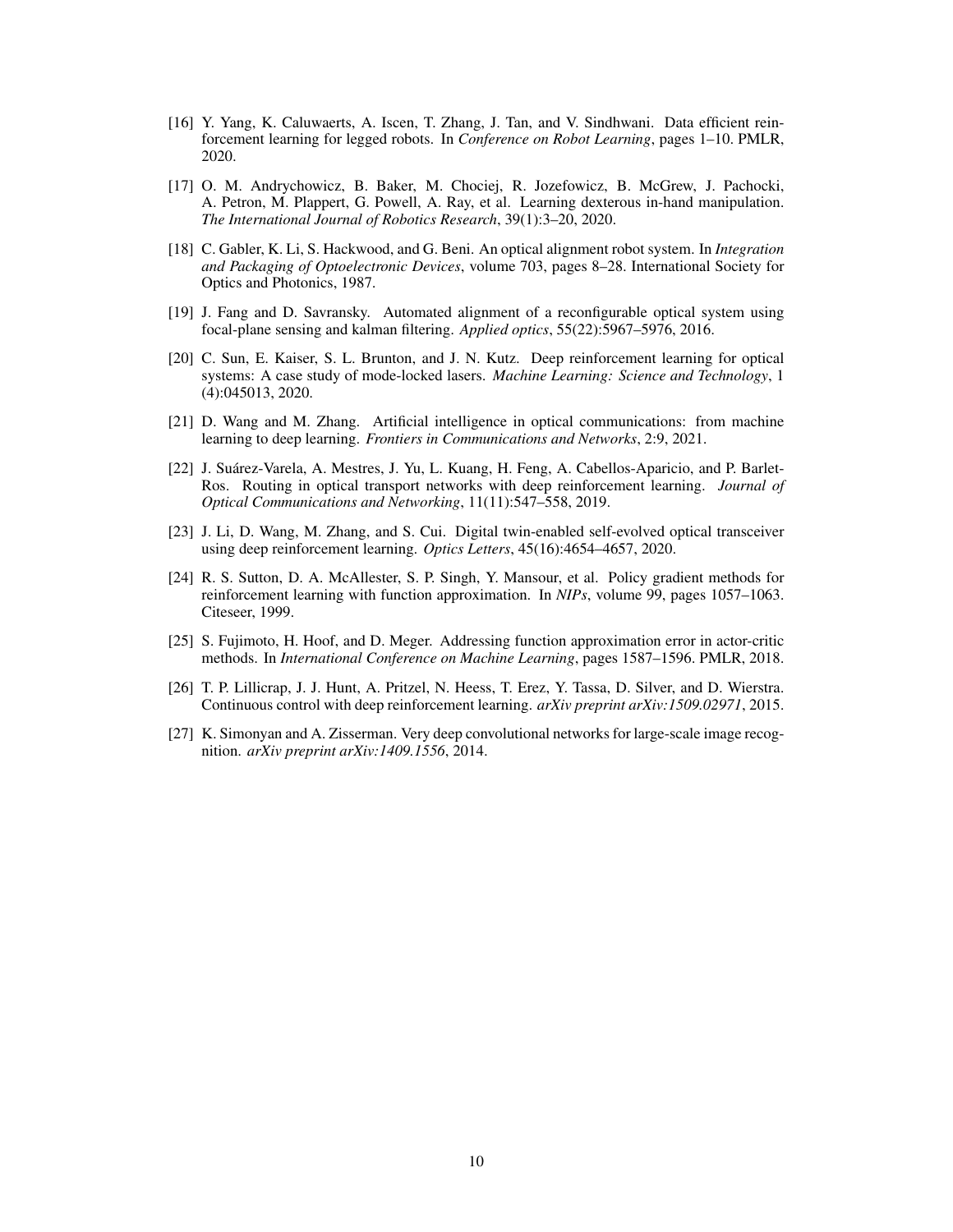[16] Y. Yang, K. Caluwaerts, A. Iscen, T. Zhang, J. Tan, and V. Sindhwani. Data efficient reinforcement learning for legged robots. In *Conference on Robot Learning*, pages 1–10. PMLR, 2020.

[17] O. M. Andrychowicz, B. Baker, M. Chociej, R. Jozefowicz, B. McGrew, J. Pachocki, A. Petron, M. Plappert, G. Powell, A. Ray, et al. Learning dexterous in-hand manipulation. *The International Journal of Robotics Research*, 39(1):3–20, 2020.

[18] C. Gabler, K. Li, S. Hackwood, and G. Beni. An optical alignment robot system. In *Integration and Packaging of Optoelectronic Devices*, volume 703, pages 8–28. International Society for Optics and Photonics, 1987.

[19] J. Fang and D. Savransky. Automated alignment of a reconfigurable optical system using focal-plane sensing and kalman filtering. *Applied optics*, 55(22):5967–5976, 2016.

[20] C. Sun, E. Kaiser, S. L. Brunton, and J. N. Kutz. Deep reinforcement learning for optical systems: A case study of mode-locked lasers. *Machine Learning: Science and Technology*, 1 (4):045013, 2020.

[21] D. Wang and M. Zhang. Artificial intelligence in optical communications: from machine learning to deep learning. *Frontiers in Communications and Networks*, 2:9, 2021.

[22] J. Suárez-Varela, A. Mestres, J. Yu, L. Kuang, H. Feng, A. Cabellos-Aparicio, and P. Barlet-Ros. Routing in optical transport networks with deep reinforcement learning. *Journal of Optical Communications and Networking*, 11(11):547–558, 2019.

[23] J. Li, D. Wang, M. Zhang, and S. Cui. Digital twin-enabled self-evolved optical transceiver using deep reinforcement learning. *Optics Letters*, 45(16):4654–4657, 2020.

[24] R. S. Sutton, D. A. McAllester, S. P. Singh, Y. Mansour, et al. Policy gradient methods for reinforcement learning with function approximation. In *NIPs*, volume 99, pages 1057–1063. Citeseer, 1999.

[25] S. Fujimoto, H. Hoof, and D. Meger. Addressing function approximation error in actor-critic methods. In *International Conference on Machine Learning*, pages 1587–1596. PMLR, 2018.

[26] T. P. Lillicrap, J. J. Hunt, A. Pritzel, N. Heess, T. Erez, Y. Tassa, D. Silver, and D. Wierstra. Continuous control with deep reinforcement learning. *arXiv preprint arXiv:1509.02971*, 2015.

[27] K. Simonyan and A. Zisserman. Very deep convolutional networks for large-scale image recognition. *arXiv preprint arXiv:1409.1556*, 2014.